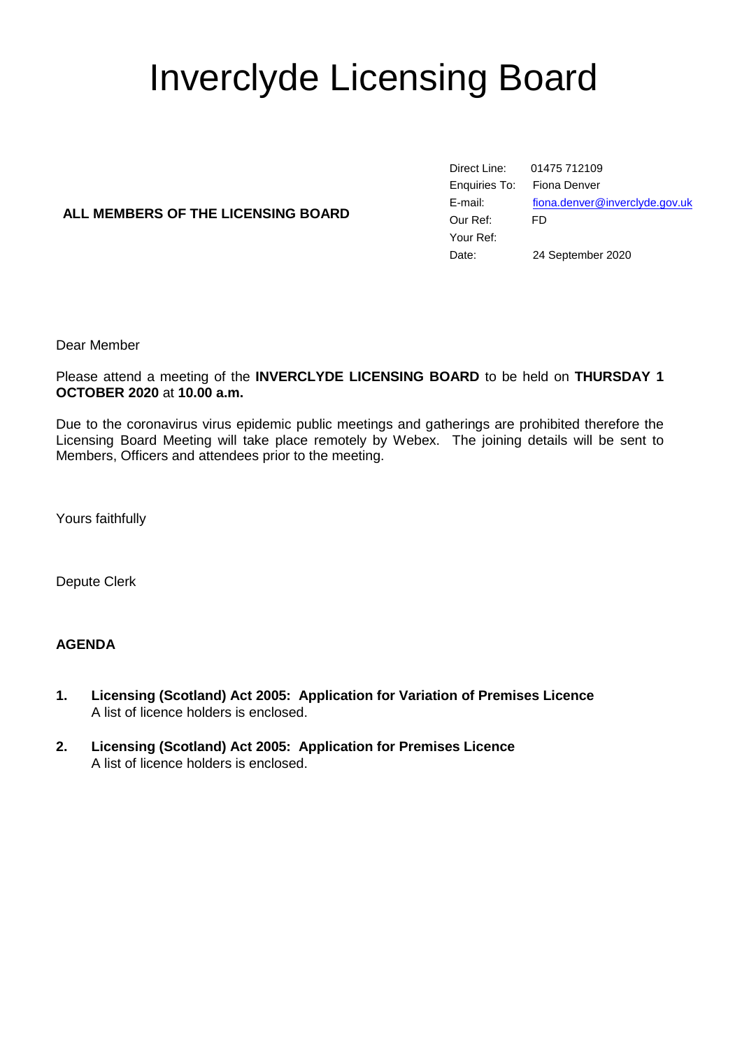# Inverclyde Licensing Board

**ALL MEMBERS OF THE LICENSING BOARD**

| | |
|---|---|
| Direct Line: | 01475 712109 |
| Enquiries To: | Fiona Denver |
| E-mail: | fiona.denver@inverclyde.gov.uk |
| Our Ref: | FD |
| Your Ref: | |
| Date: | 24 September 2020 |

Dear Member

Please attend a meeting of the **INVERCLYDE LICENSING BOARD** to be held on **THURSDAY 1 OCTOBER 2020** at **10.00 a.m.**

Due to the coronavirus virus epidemic public meetings and gatherings are prohibited therefore the Licensing Board Meeting will take place remotely by Webex. The joining details will be sent to Members, Officers and attendees prior to the meeting.

Yours faithfully

Depute Clerk

**AGENDA**

1. **Licensing (Scotland) Act 2005: Application for Variation of Premises Licence**
   A list of licence holders is enclosed.

2. **Licensing (Scotland) Act 2005: Application for Premises Licence**
   A list of licence holders is enclosed.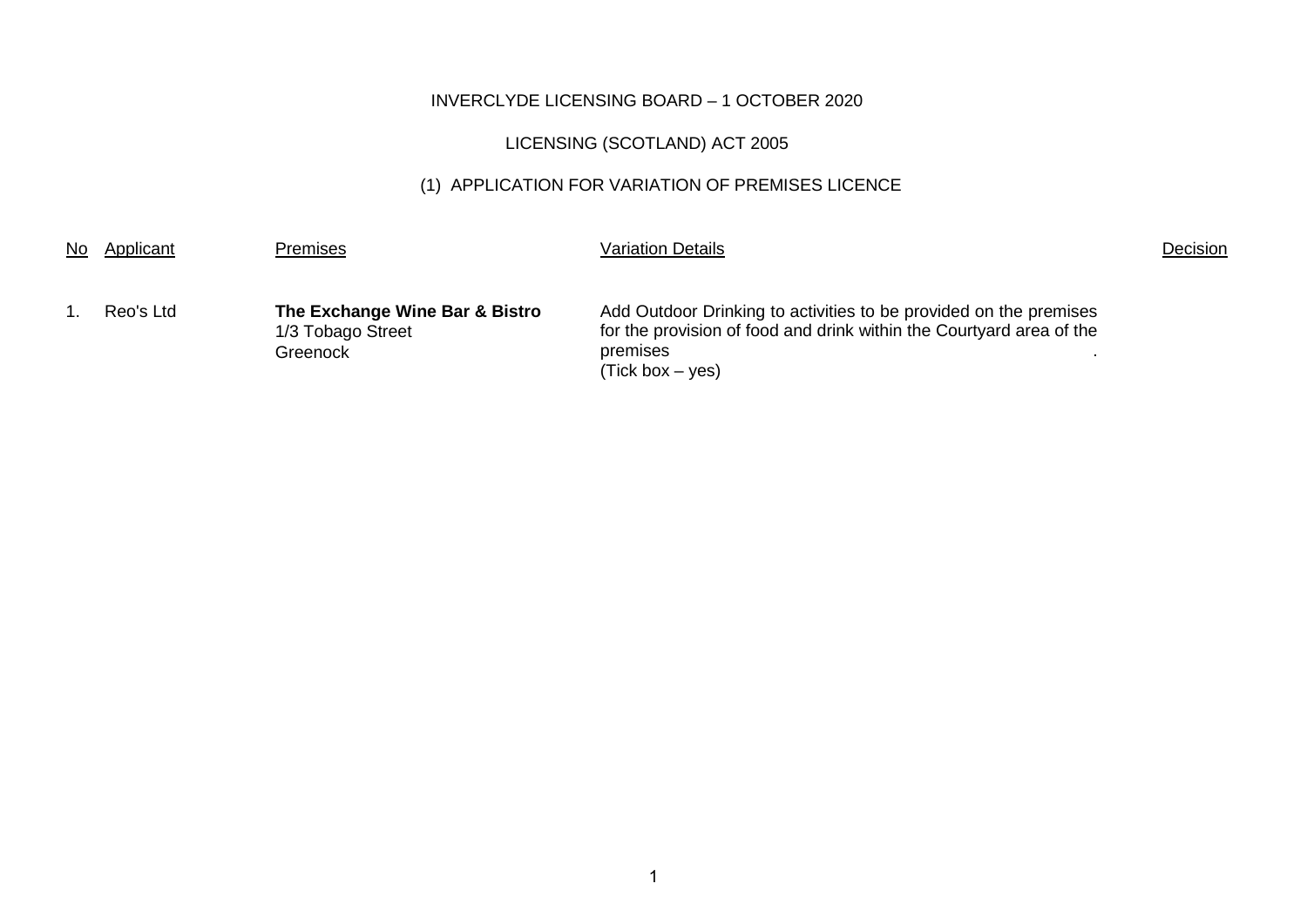INVERCLYDE LICENSING BOARD – 1 OCTOBER 2020

LICENSING (SCOTLAND) ACT 2005

(1) APPLICATION FOR VARIATION OF PREMISES LICENCE

| No | Applicant | Premises | Variation Details | Decision |
|---|---|---|---|---|
| 1. | Reo's Ltd | **The Exchange Wine Bar & Bistro**<br>1/3 Tobago Street<br>Greenock | Add Outdoor Drinking to activities to be provided on the premises for the provision of food and drink within the Courtyard area of the premises .<br>(Tick box – yes) | |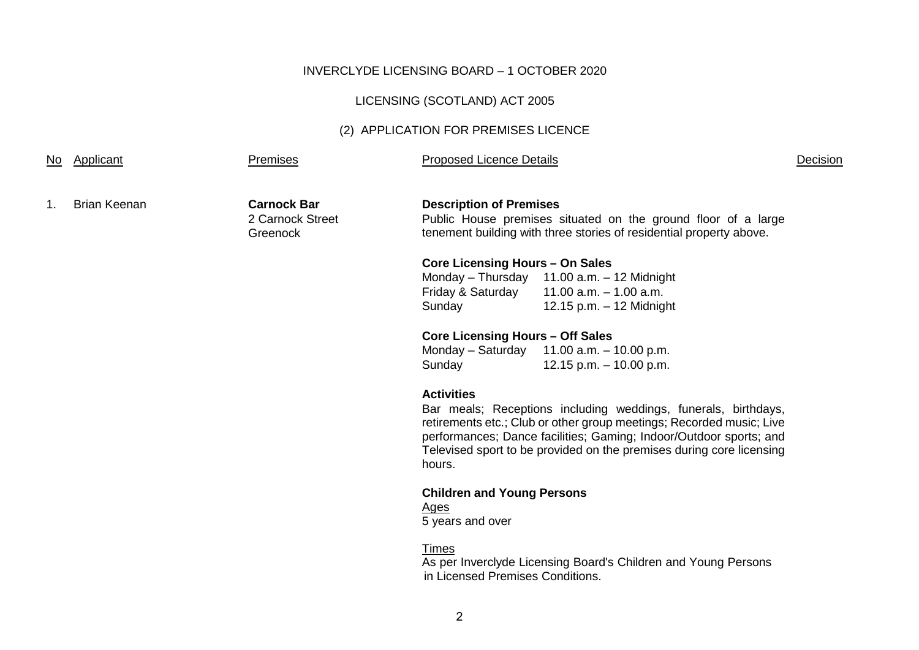INVERCLYDE LICENSING BOARD – 1 OCTOBER 2020

LICENSING (SCOTLAND) ACT 2005

(2) APPLICATION FOR PREMISES LICENCE

| No | Applicant | Premises | Proposed Licence Details | Decision |
|---|---|---|---|---|
| 1. | Brian Keenan | **Carnock Bar**<br>2 Carnock Street<br>Greenock | **Description of Premises**<br>Public House premises situated on the ground floor of a large tenement building with three stories of residential property above.<br><br>**Core Licensing Hours – On Sales**<br>Monday – Thursday 11.00 a.m. – 12 Midnight<br>Friday & Saturday 11.00 a.m. – 1.00 a.m.<br>Sunday 12.15 p.m. – 12 Midnight<br><br>**Core Licensing Hours – Off Sales**<br>Monday – Saturday 11.00 a.m. – 10.00 p.m.<br>Sunday 12.15 p.m. – 10.00 p.m.<br><br>**Activities**<br>Bar meals; Receptions including weddings, funerals, birthdays, retirements etc.; Club or other group meetings; Recorded music; Live performances; Dance facilities; Gaming; Indoor/Outdoor sports; and Televised sport to be provided on the premises during core licensing hours.<br><br>**Children and Young Persons**<br>Ages<br>5 years and over<br><br>Times<br>As per Inverclyde Licensing Board's Children and Young Persons in Licensed Premises Conditions. | |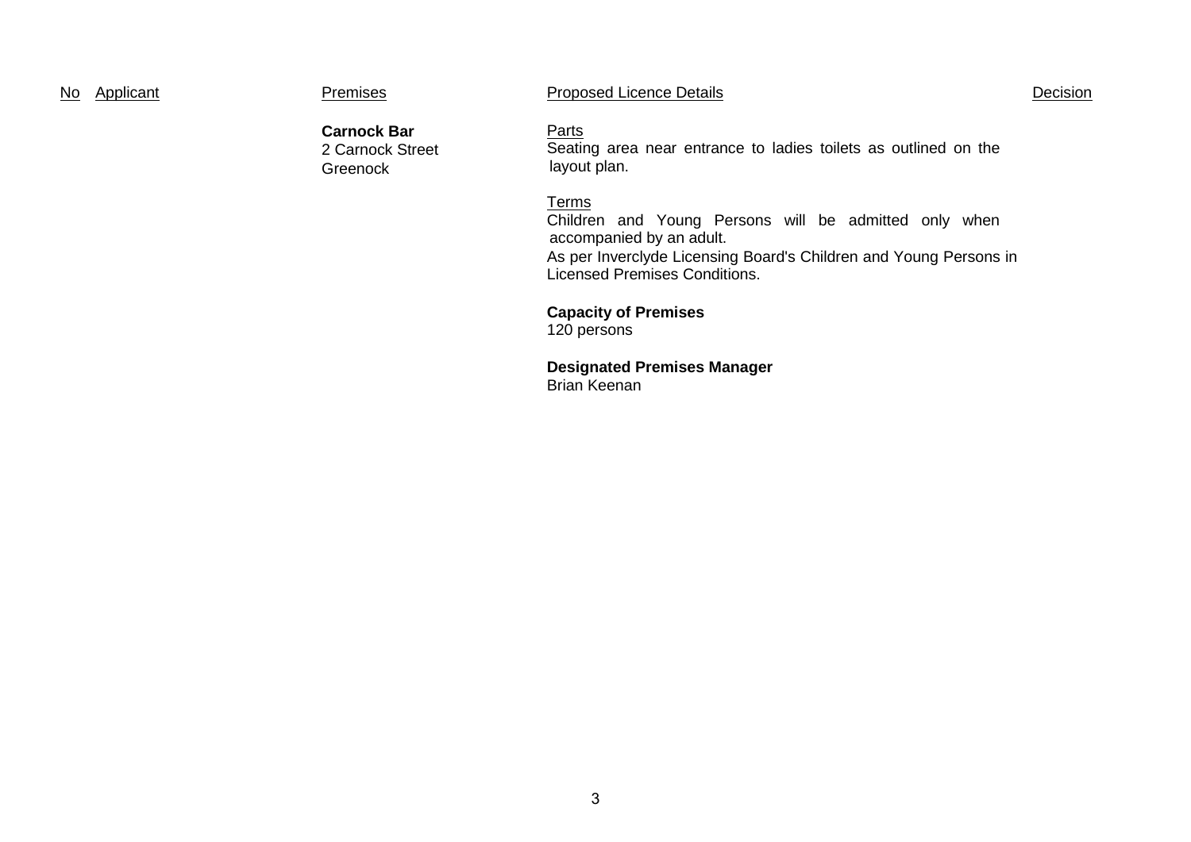| No | Applicant | Premises | Proposed Licence Details | Decision |
| --- | --- | --- | --- | --- |
| | | **Carnock Bar**<br>2 Carnock Street<br>Greenock | Parts<br>Seating area near entrance to ladies toilets as outlined on the layout plan.<br><br>Terms<br>Children and Young Persons will be admitted only when accompanied by an adult.<br>As per Inverclyde Licensing Board's Children and Young Persons in Licensed Premises Conditions.<br><br>**Capacity of Premises**<br>120 persons<br><br>**Designated Premises Manager**<br>Brian Keenan | |